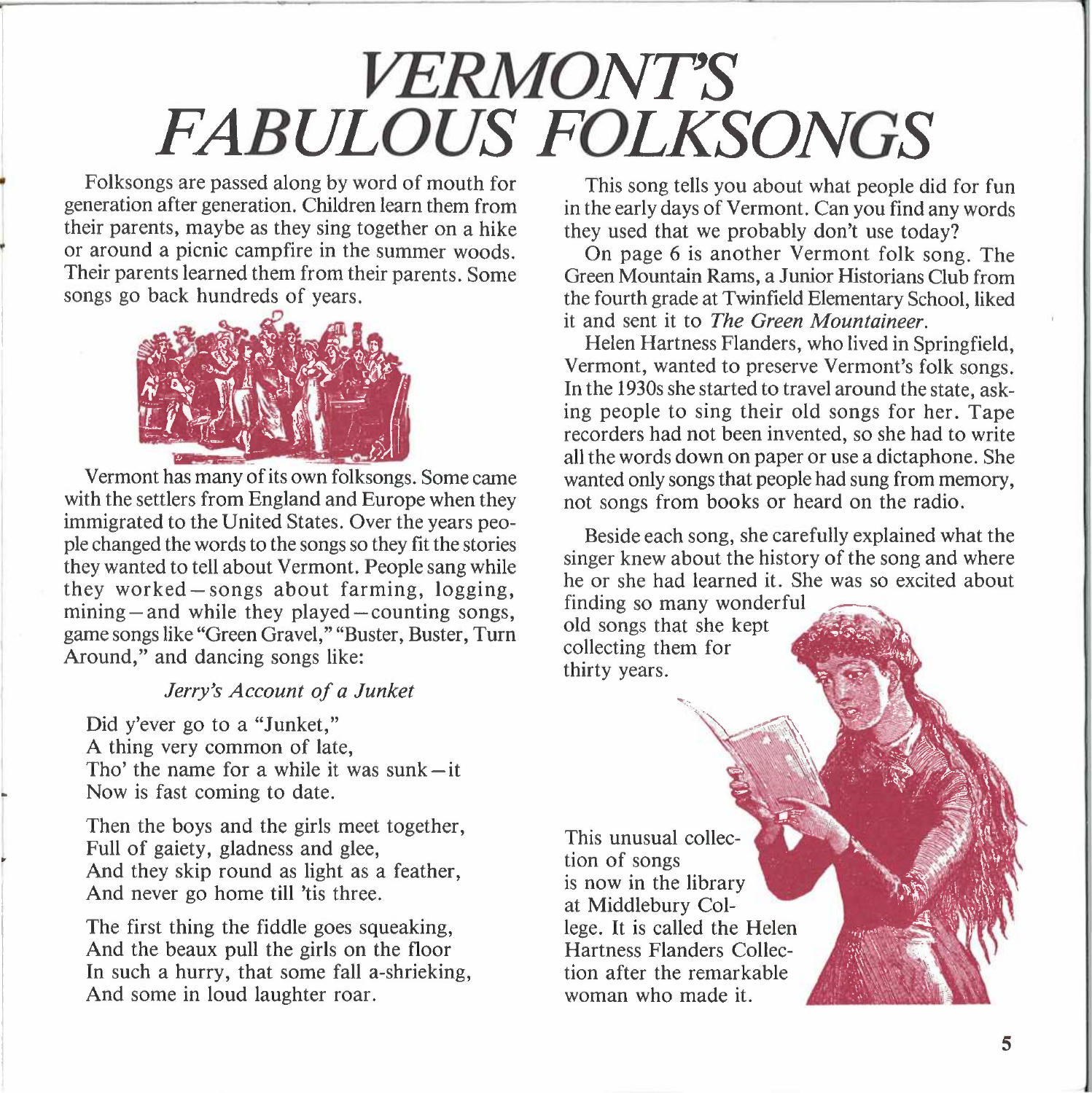# VERMONT'S FABULOUS FOLKSONGS

Folksongs are passed along by word of mouth for generation after generation. Children learn them from their parents, maybe as they sing together on a hike or around a picnic campfire in the summer woods. Their parents learned them from their parents. Some songs go back hundreds of years.

Vermont has many of its own folksongs. Some came with the settlers from England and Europe when they immigrated to the United States. Over the years people changed the words to the songs so they fit the stories they wanted to tell about Vermont. People sang while they worked—songs about farming, logging, mining—and while they played—counting songs, game songs like "Green Gravel," "Buster, Buster, Turn Around," and dancing songs like:

*Jerry's Account of a Junket*

Did y'ever go to a "Junket,"
A thing very common of late,
Tho' the name for a while it was sunk—it
Now is fast coming to date.

Then the boys and the girls meet together,
Full of gaiety, gladness and glee,
And they skip round as light as a feather,
And never go home till 'tis three.

The first thing the fiddle goes squeaking,
And the beaux pull the girls on the floor
In such a hurry, that some fall a-shrieking,
And some in loud laughter roar.

This song tells you about what people did for fun in the early days of Vermont. Can you find any words they used that we probably don't use today?

On page 6 is another Vermont folk song. The Green Mountain Rams, a Junior Historians Club from the fourth grade at Twinfield Elementary School, liked it and sent it to *The Green Mountaineer*.

Helen Hartness Flanders, who lived in Springfield, Vermont, wanted to preserve Vermont's folk songs. In the 1930s she started to travel around the state, asking people to sing their old songs for her. Tape recorders had not been invented, so she had to write all the words down on paper or use a dictaphone. She wanted only songs that people had sung from memory, not songs from books or heard on the radio.

Beside each song, she carefully explained what the singer knew about the history of the song and where he or she had learned it. She was so excited about finding so many wonderful old songs that she kept collecting them for thirty years.

This unusual collection of songs is now in the library at Middlebury College. It is called the Helen Hartness Flanders Collection after the remarkable woman who made it.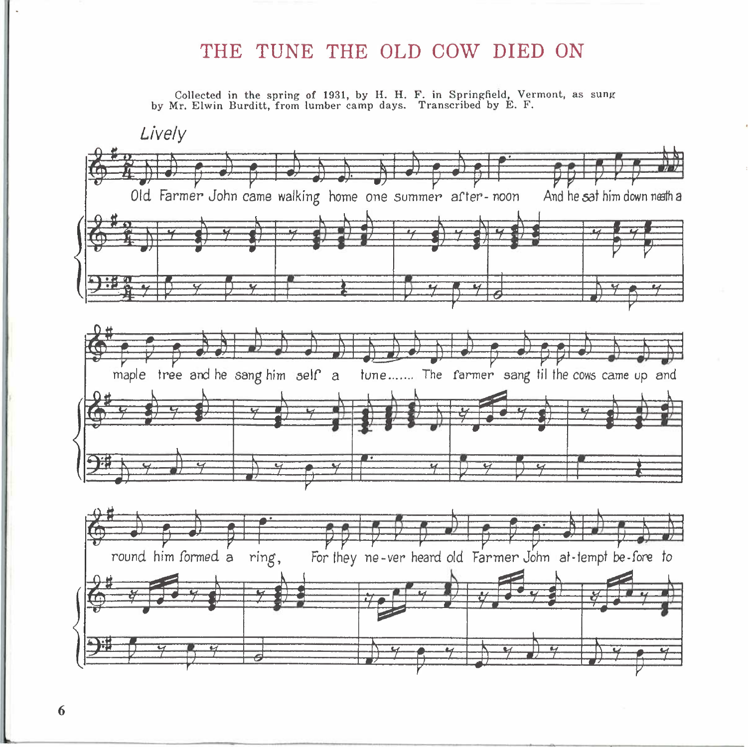# THE TUNE THE OLD COW DIED ON

Collected in the spring of 1931, by H. H. F. in Springfield, Vermont, as sung by Mr. Elwin Burditt, from lumber camp days. Transcribed by E. F.

*Lively*

Old Farmer John came walking home one summer after-noon And he sat him down neath a maple tree and he sang him self a tune....... The farmer sang til the cows came up and round him formed a ring, For they ne-ver heard old Farmer John at-tempt be-fore to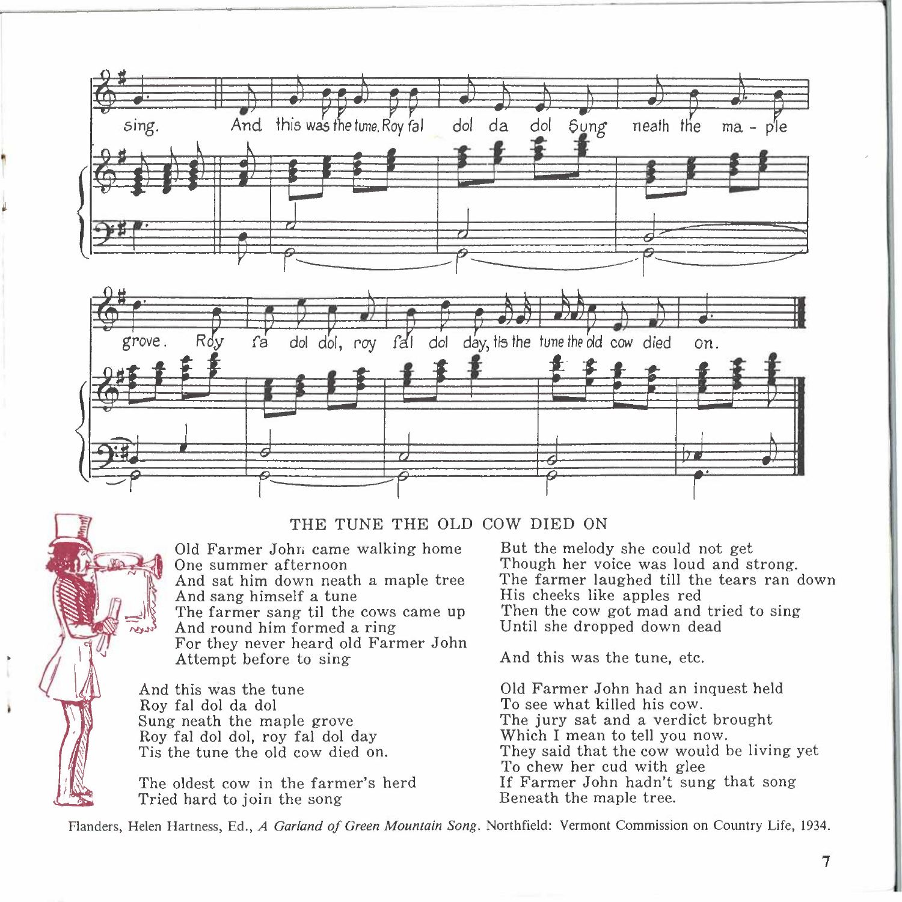## THE TUNE THE OLD COW DIED ON

Old Farmer John came walking home
One summer afternoon
And sat him down neath a maple tree
And sang himself a tune
The farmer sang til the cows came up
And round him formed a ring
For they never heard old Farmer John
Attempt before to sing

And this was the tune
Roy fal dol da dol
Sung neath the maple grove
Roy fal dol dol, roy fal dol day
Tis the tune the old cow died on.

The oldest cow in the farmer's herd
Tried hard to join the song
But the melody she could not get
Though her voice was loud and strong.
The farmer laughed till the tears ran down
His cheeks like apples red
Then the cow got mad and tried to sing
Until she dropped down dead

And this was the tune, etc.

Old Farmer John had an inquest held
To see what killed his cow.
The jury sat and a verdict brought
Which I mean to tell you now.
They said that the cow would be living yet
To chew her cud with glee
If Farmer John hadn't sung that song
Beneath the maple tree.

Flanders, Helen Hartness, Ed., *A Garland of Green Mountain Song*. Northfield: Vermont Commission on Country Life, 1934.